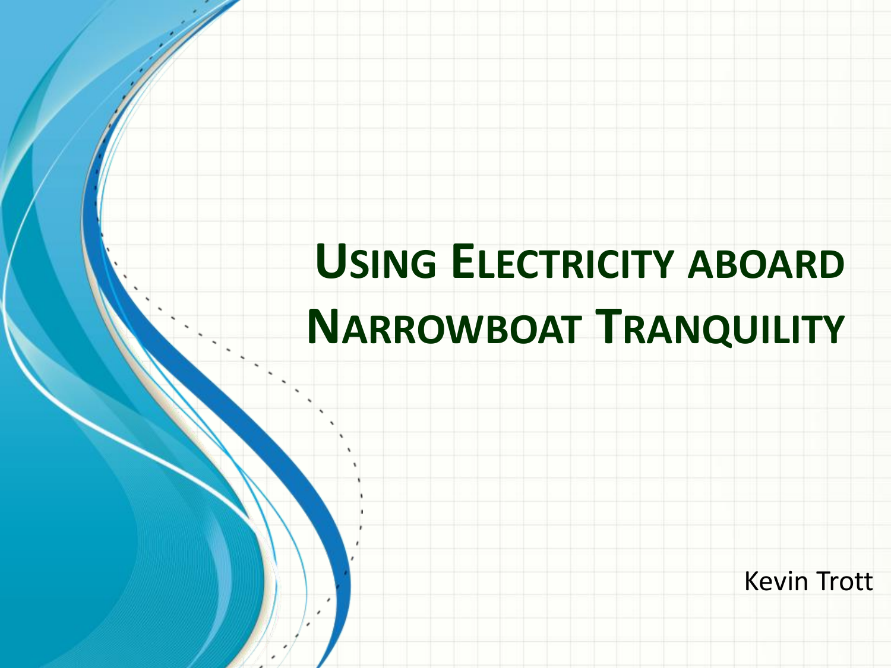# Using Electricity aboard Narrowboat Tranquility

Kevin Trott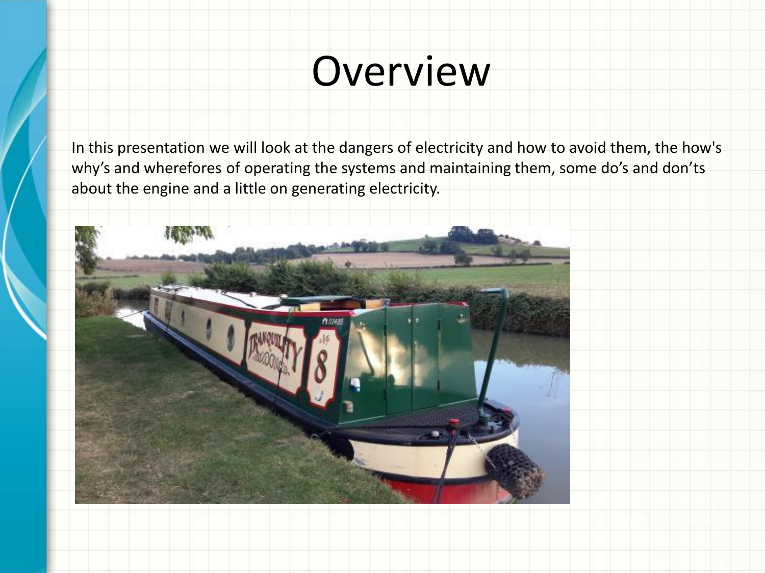# Overview

In this presentation we will look at the dangers of electricity and how to avoid them, the how's why's and wherefores of operating the systems and maintaining them, some do's and don'ts about the engine and a little on generating electricity.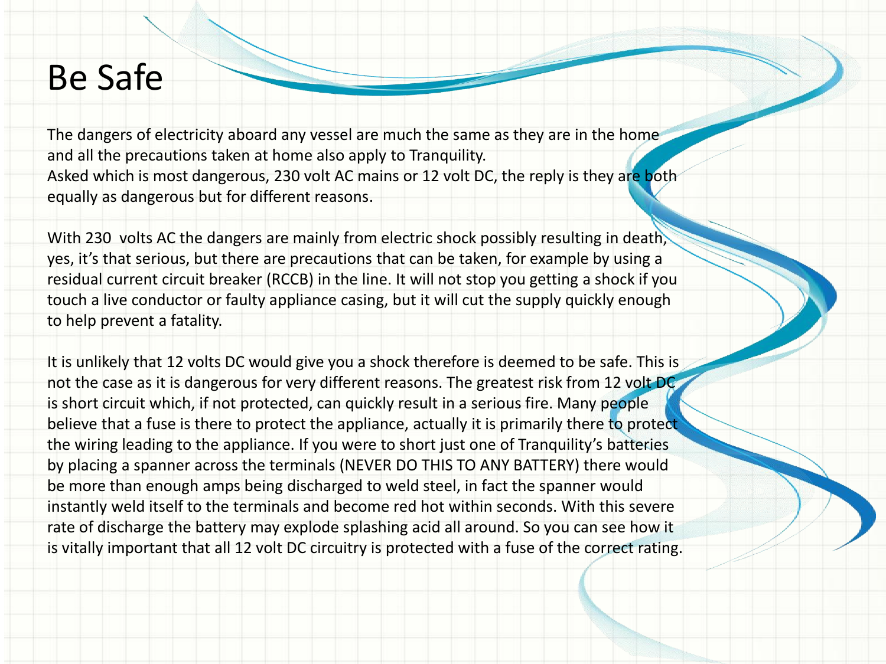# Be Safe

The dangers of electricity aboard any vessel are much the same as they are in the home and all the precautions taken at home also apply to Tranquility.
Asked which is most dangerous, 230 volt AC mains or 12 volt DC, the reply is they are both equally as dangerous but for different reasons.

With 230 volts AC the dangers are mainly from electric shock possibly resulting in death, yes, it's that serious, but there are precautions that can be taken, for example by using a residual current circuit breaker (RCCB) in the line. It will not stop you getting a shock if you touch a live conductor or faulty appliance casing, but it will cut the supply quickly enough to help prevent a fatality.

It is unlikely that 12 volts DC would give you a shock therefore is deemed to be safe. This is not the case as it is dangerous for very different reasons. The greatest risk from 12 volt DC is short circuit which, if not protected, can quickly result in a serious fire. Many people believe that a fuse is there to protect the appliance, actually it is primarily there to protect the wiring leading to the appliance. If you were to short just one of Tranquility's batteries by placing a spanner across the terminals (NEVER DO THIS TO ANY BATTERY) there would be more than enough amps being discharged to weld steel, in fact the spanner would instantly weld itself to the terminals and become red hot within seconds. With this severe rate of discharge the battery may explode splashing acid all around. So you can see how it is vitally important that all 12 volt DC circuitry is protected with a fuse of the correct rating.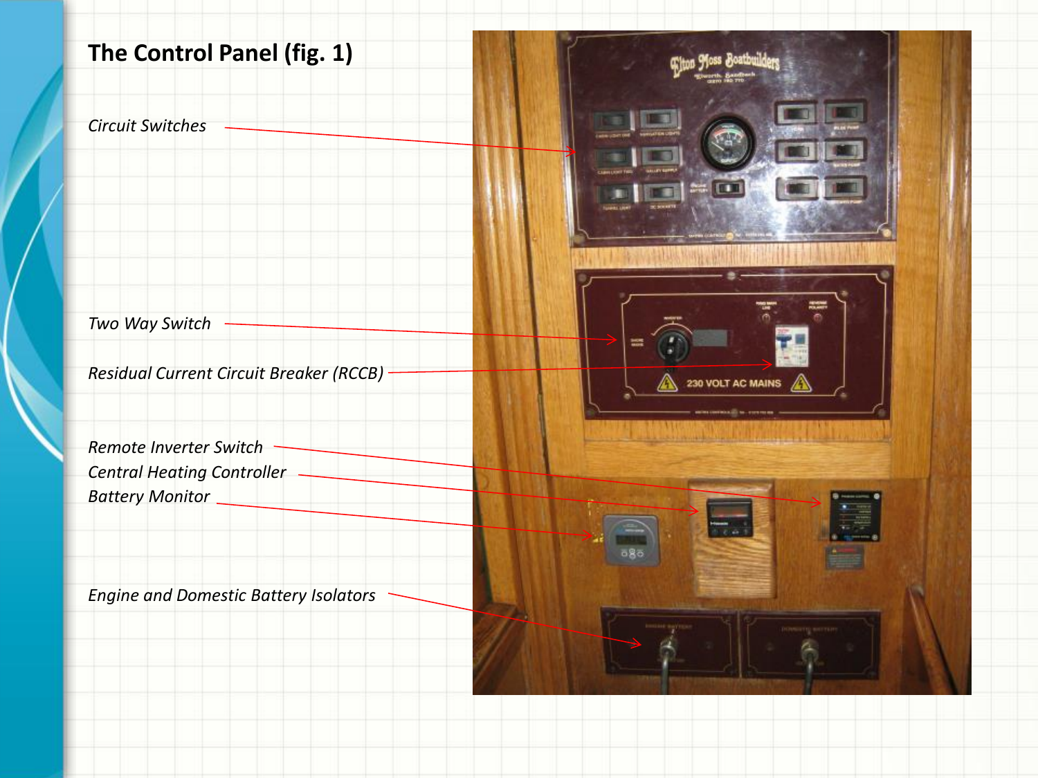# The Control Panel (fig. 1)

*Circuit Switches*

*Two Way Switch*

*Residual Current Circuit Breaker (RCCB)*

*Remote Inverter Switch*

*Central Heating Controller*

*Battery Monitor*

*Engine and Domestic Battery Isolators*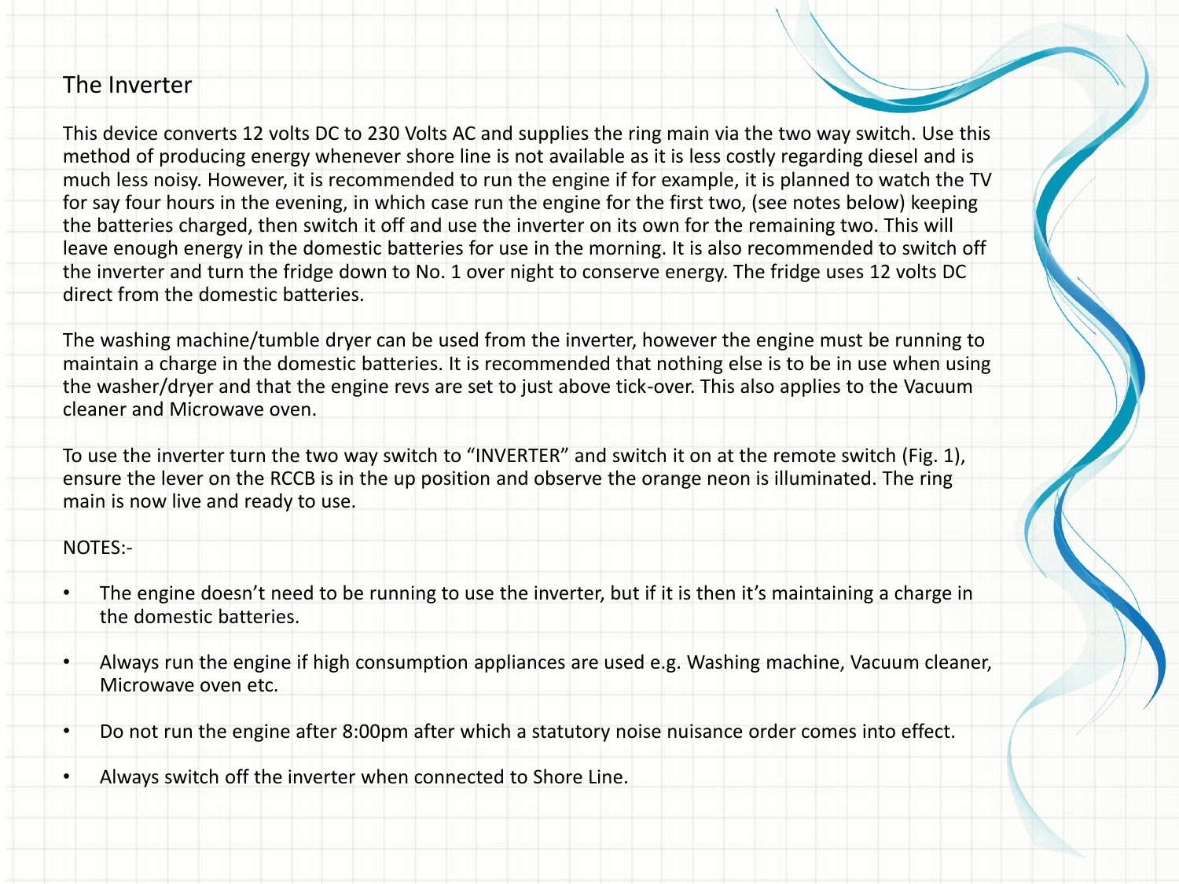# The Inverter

This device converts 12 volts DC to 230 Volts AC and supplies the ring main via the two way switch. Use this method of producing energy whenever shore line is not available as it is less costly regarding diesel and is much less noisy. However, it is recommended to run the engine if for example, it is planned to watch the TV for say four hours in the evening, in which case run the engine for the first two, (see notes below) keeping the batteries charged, then switch it off and use the inverter on its own for the remaining two. This will leave enough energy in the domestic batteries for use in the morning. It is also recommended to switch off the inverter and turn the fridge down to No. 1 over night to conserve energy. The fridge uses 12 volts DC direct from the domestic batteries.

The washing machine/tumble dryer can be used from the inverter, however the engine must be running to maintain a charge in the domestic batteries. It is recommended that nothing else is to be in use when using the washer/dryer and that the engine revs are set to just above tick-over. This also applies to the Vacuum cleaner and Microwave oven.

To use the inverter turn the two way switch to "INVERTER" and switch it on at the remote switch (Fig. 1), ensure the lever on the RCCB is in the up position and observe the orange neon is illuminated. The ring main is now live and ready to use.

NOTES:-

- The engine doesn't need to be running to use the inverter, but if it is then it's maintaining a charge in the domestic batteries.
- Always run the engine if high consumption appliances are used e.g. Washing machine, Vacuum cleaner, Microwave oven etc.
- Do not run the engine after 8:00pm after which a statutory noise nuisance order comes into effect.
- Always switch off the inverter when connected to Shore Line.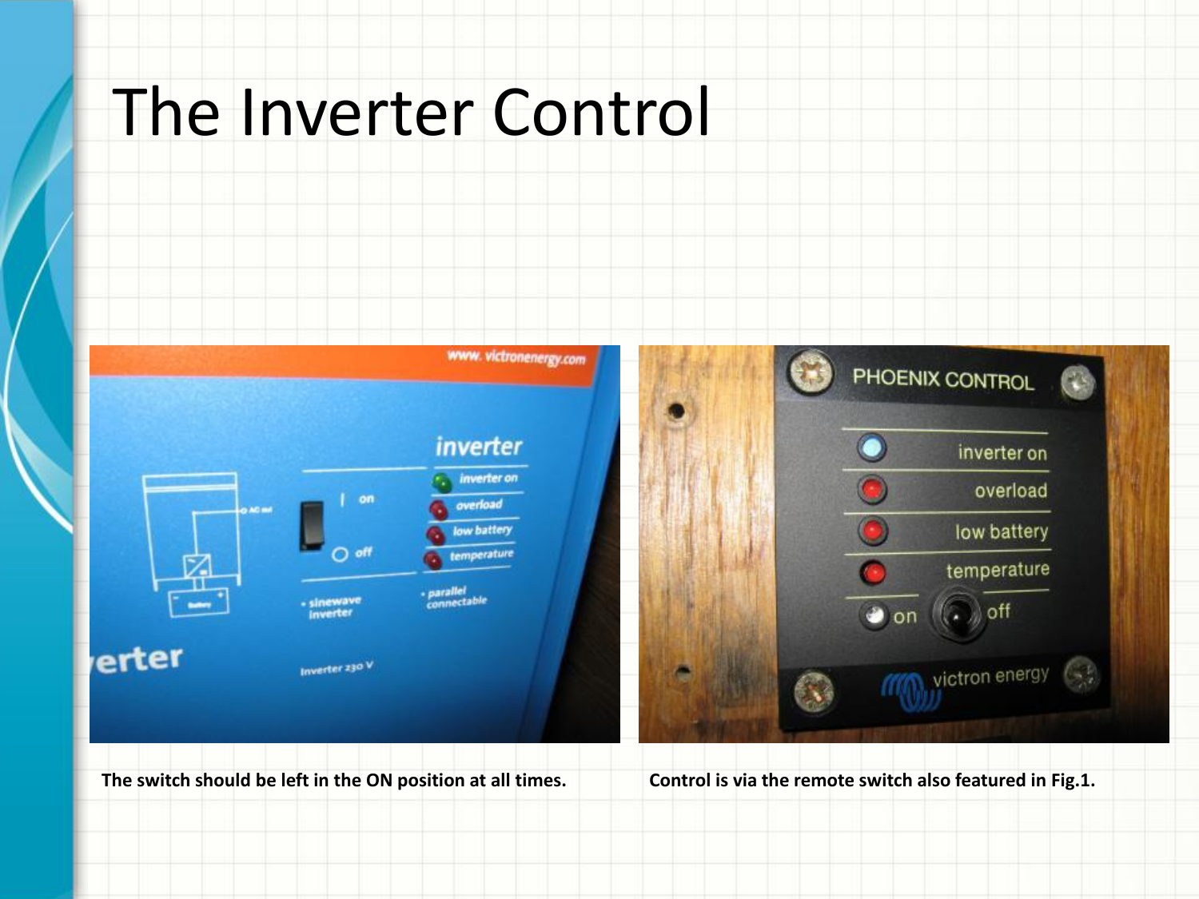# The Inverter Control

The switch should be left in the ON position at all times.

Control is via the remote switch also featured in Fig.1.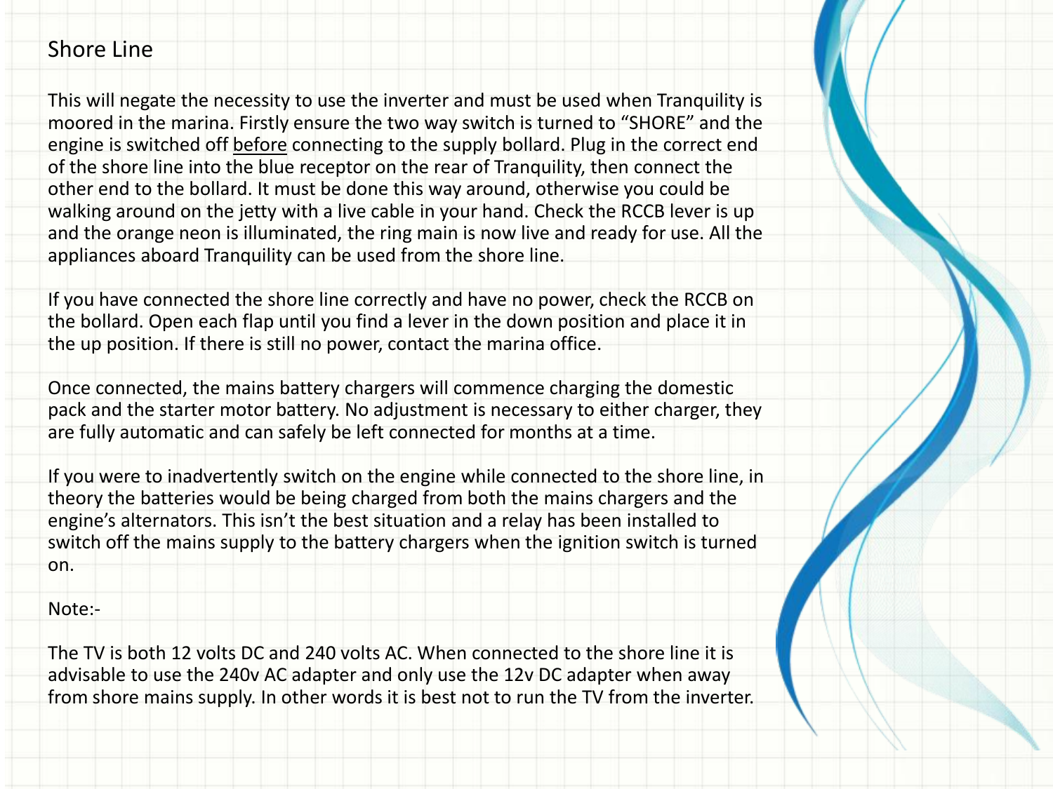## Shore Line

This will negate the necessity to use the inverter and must be used when Tranquility is moored in the marina. Firstly ensure the two way switch is turned to “SHORE” and the engine is switched off <u>before</u> connecting to the supply bollard. Plug in the correct end of the shore line into the blue receptor on the rear of Tranquility, then connect the other end to the bollard. It must be done this way around, otherwise you could be walking around on the jetty with a live cable in your hand. Check the RCCB lever is up and the orange neon is illuminated, the ring main is now live and ready for use. All the appliances aboard Tranquility can be used from the shore line.

If you have connected the shore line correctly and have no power, check the RCCB on the bollard. Open each flap until you find a lever in the down position and place it in the up position. If there is still no power, contact the marina office.

Once connected, the mains battery chargers will commence charging the domestic pack and the starter motor battery. No adjustment is necessary to either charger, they are fully automatic and can safely be left connected for months at a time.

If you were to inadvertently switch on the engine while connected to the shore line, in theory the batteries would be being charged from both the mains chargers and the engine’s alternators. This isn’t the best situation and a relay has been installed to switch off the mains supply to the battery chargers when the ignition switch is turned on.

Note:-

The TV is both 12 volts DC and 240 volts AC. When connected to the shore line it is advisable to use the 240v AC adapter and only use the 12v DC adapter when away from shore mains supply. In other words it is best not to run the TV from the inverter.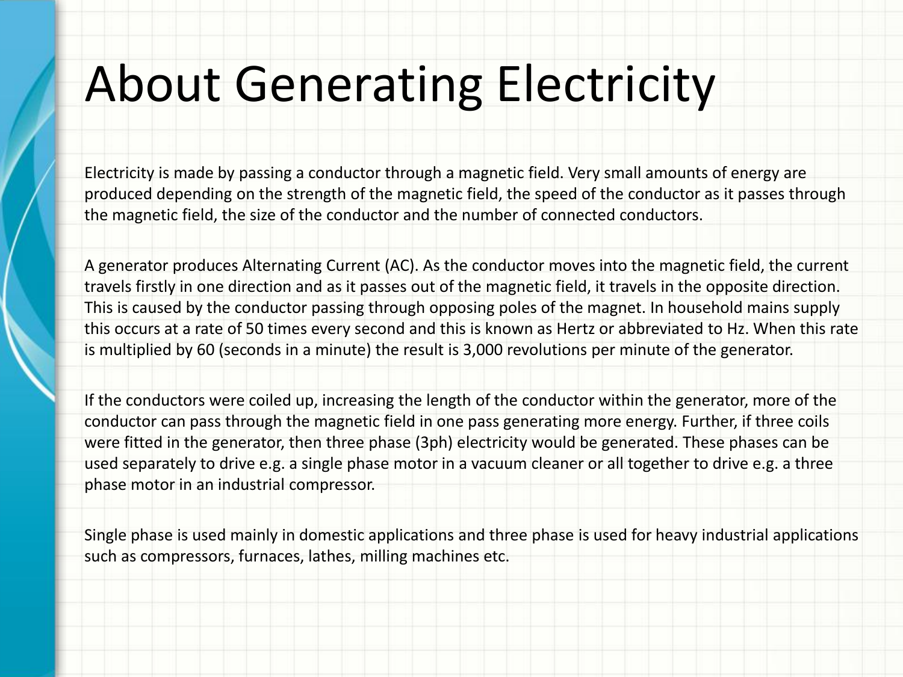# About Generating Electricity

Electricity is made by passing a conductor through a magnetic field. Very small amounts of energy are produced depending on the strength of the magnetic field, the speed of the conductor as it passes through the magnetic field, the size of the conductor and the number of connected conductors.

A generator produces Alternating Current (AC). As the conductor moves into the magnetic field, the current travels firstly in one direction and as it passes out of the magnetic field, it travels in the opposite direction. This is caused by the conductor passing through opposing poles of the magnet. In household mains supply this occurs at a rate of 50 times every second and this is known as Hertz or abbreviated to Hz. When this rate is multiplied by 60 (seconds in a minute) the result is 3,000 revolutions per minute of the generator.

If the conductors were coiled up, increasing the length of the conductor within the generator, more of the conductor can pass through the magnetic field in one pass generating more energy. Further, if three coils were fitted in the generator, then three phase (3ph) electricity would be generated. These phases can be used separately to drive e.g. a single phase motor in a vacuum cleaner or all together to drive e.g. a three phase motor in an industrial compressor.

Single phase is used mainly in domestic applications and three phase is used for heavy industrial applications such as compressors, furnaces, lathes, milling machines etc.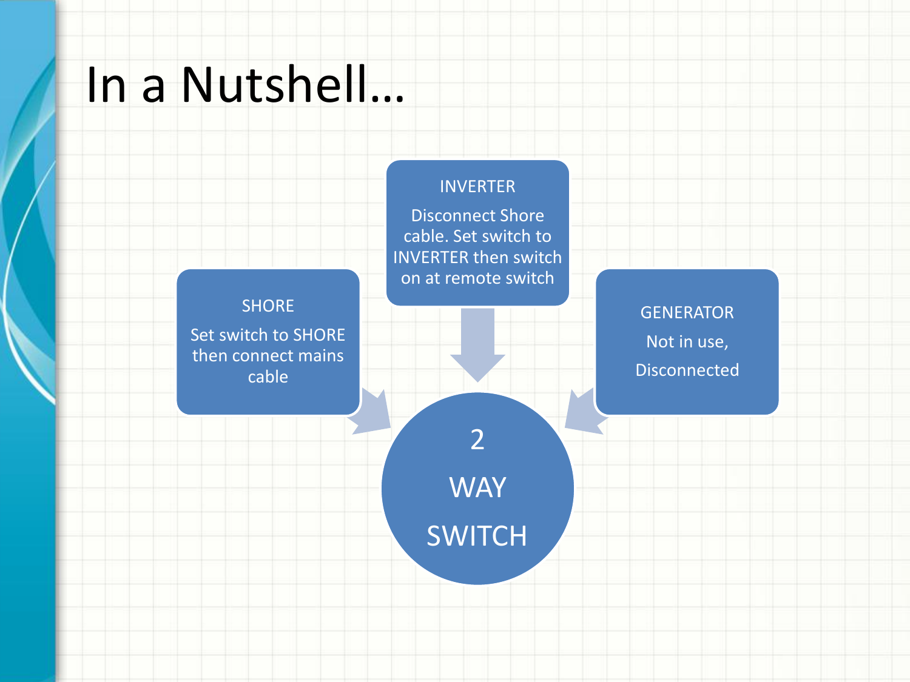# In a Nutshell…

**SHORE**

Set switch to SHORE then connect mains cable

**INVERTER**

Disconnect Shore cable. Set switch to INVERTER then switch on at remote switch

**GENERATOR**

Not in use,

Disconnected

**2 WAY SWITCH**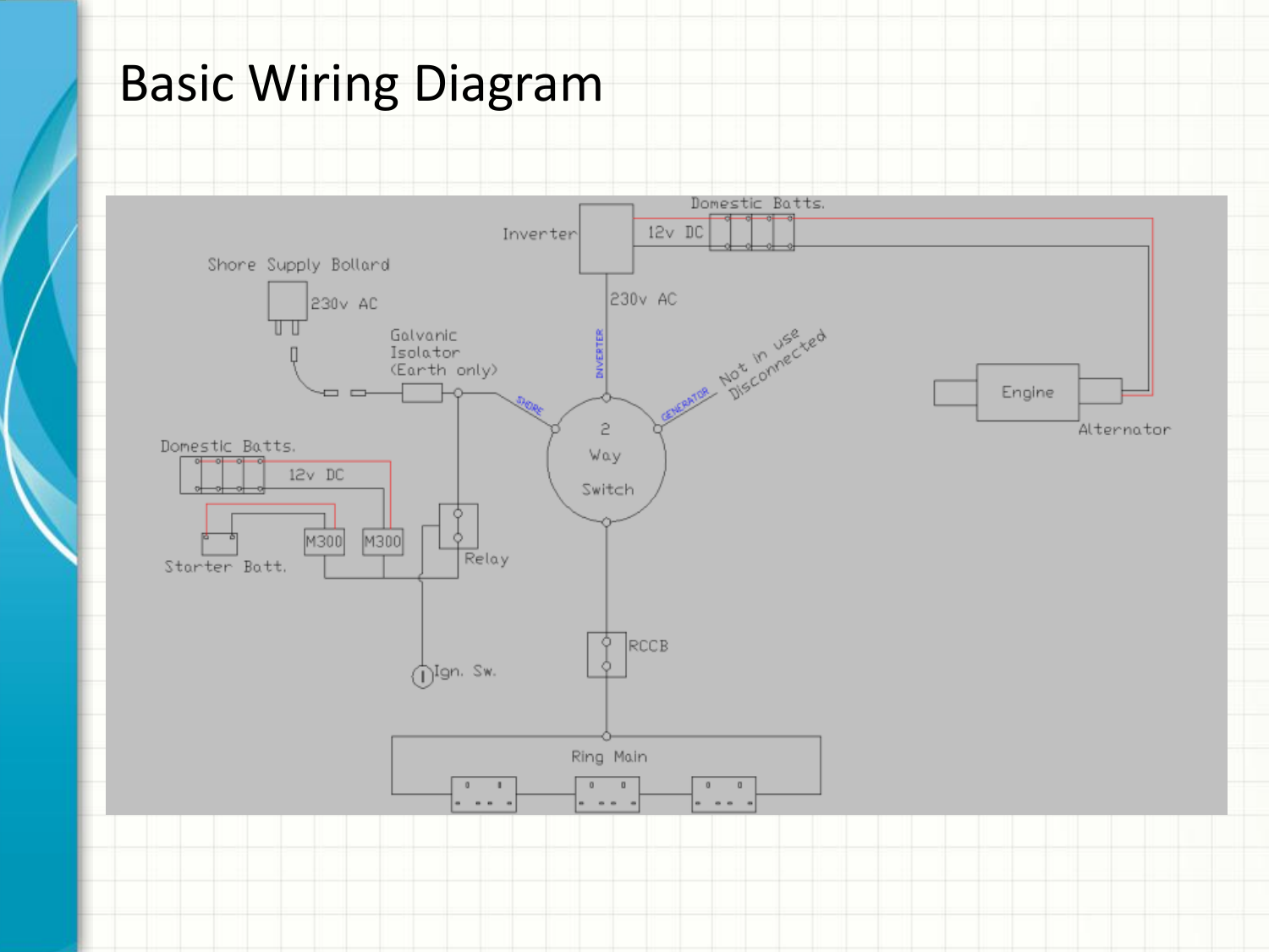# Basic Wiring Diagram

Shore Supply Bollard

230v AC

Galvanic Isolator (Earth only)

Inverter

12v DC

Domestic Batts.

230v AC

INVERTER

SHORE

GENERATOR

Not in use Disconnected

2 Way Switch

Engine

Alternator

Domestic Batts.

12v DC

Starter Batt.

M300

M300

Relay

Ign. Sw.

RCCB

Ring Main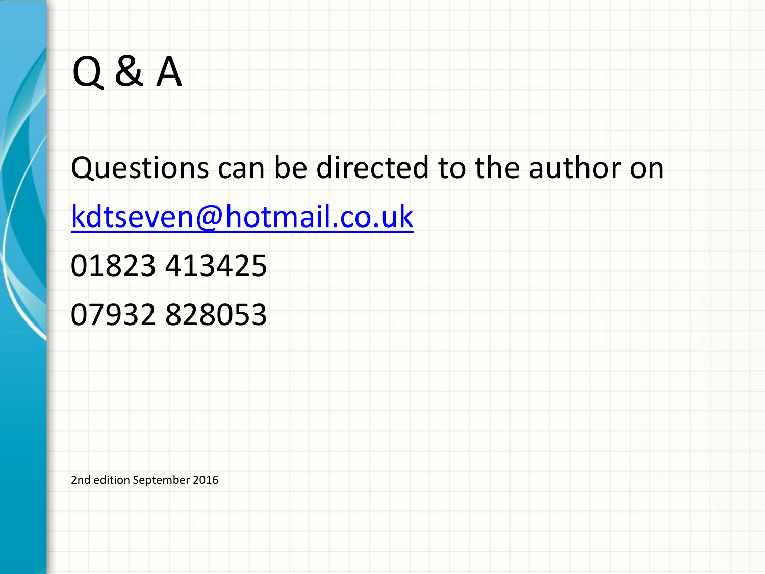# Q & A

Questions can be directed to the author on

kdtseven@hotmail.co.uk

01823 413425

07932 828053

2nd edition September 2016